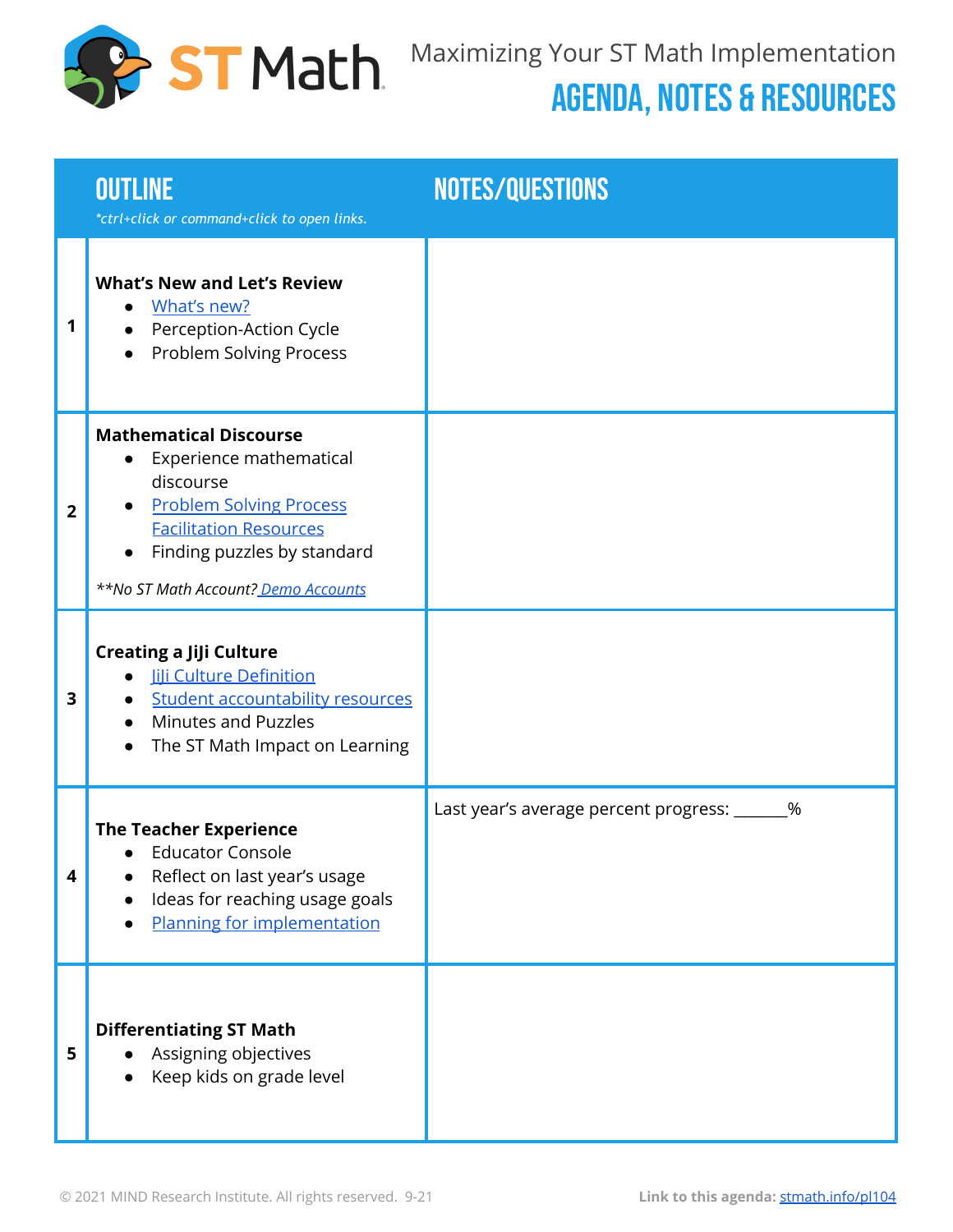ST Math

# Maximizing Your ST Math Implementation

## AGENDA, NOTES & RESOURCES

| | OUTLINE<br>*\*ctrl+click or command+click to open links.* | NOTES/QUESTIONS |
|---|---|---|
| 1 | **What's New and Let's Review**<br>• What's new?<br>• Perception-Action Cycle<br>• Problem Solving Process | |
| 2 | **Mathematical Discourse**<br>• Experience mathematical discourse<br>• Problem Solving Process Facilitation Resources<br>• Finding puzzles by standard<br><br>*\*\*No ST Math Account? Demo Accounts* | |
| 3 | **Creating a JiJi Culture**<br>• JiJi Culture Definition<br>• Student accountability resources<br>• Minutes and Puzzles<br>• The ST Math Impact on Learning | |
| 4 | **The Teacher Experience**<br>• Educator Console<br>• Reflect on last year's usage<br>• Ideas for reaching usage goals<br>• Planning for implementation | Last year's average percent progress: ______% |
| 5 | **Differentiating ST Math**<br>• Assigning objectives<br>• Keep kids on grade level | |

© 2021 MIND Research Institute. All rights reserved. 9-21

**Link to this agenda:** stmath.info/pl104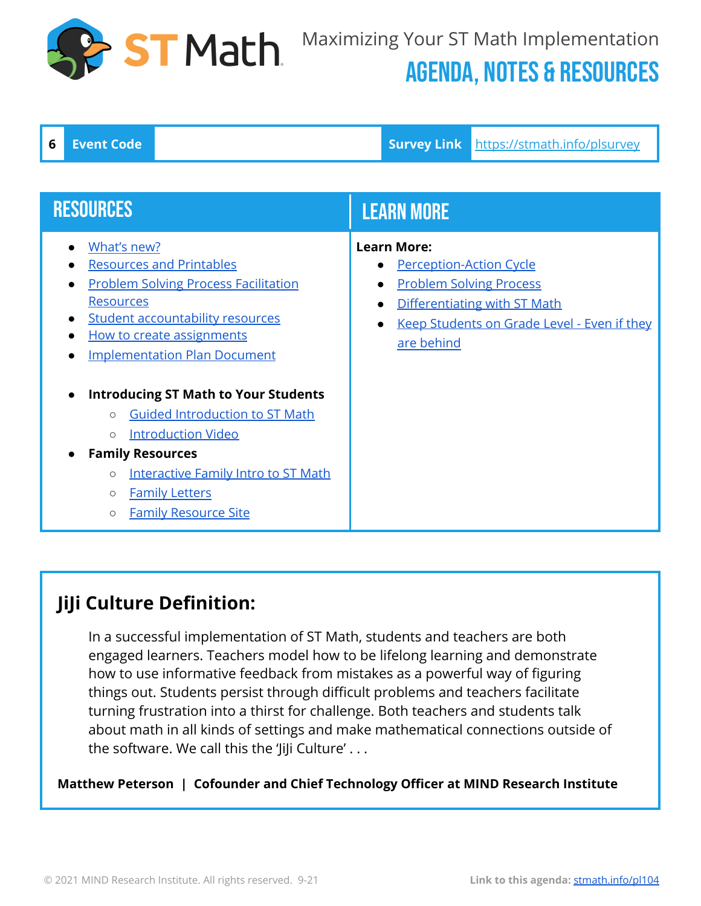# Maximizing Your ST Math Implementation

## AGENDA, NOTES & RESOURCES

| 6 | Event Code | | Survey Link | https://stmath.info/plsurvey |
|---|---|---|---|---|

## RESOURCES

- What's new?
- Resources and Printables
- Problem Solving Process Facilitation Resources
- Student accountability resources
- How to create assignments
- Implementation Plan Document

- **Introducing ST Math to Your Students**
  - Guided Introduction to ST Math
  - Introduction Video
- **Family Resources**
  - Interactive Family Intro to ST Math
  - Family Letters
  - Family Resource Site

## LEARN MORE

**Learn More:**

- Perception-Action Cycle
- Problem Solving Process
- Differentiating with ST Math
- Keep Students on Grade Level - Even if they are behind

## JiJi Culture Definition:

In a successful implementation of ST Math, students and teachers are both engaged learners. Teachers model how to be lifelong learning and demonstrate how to use informative feedback from mistakes as a powerful way of figuring things out. Students persist through difficult problems and teachers facilitate turning frustration into a thirst for challenge. Both teachers and students talk about math in all kinds of settings and make mathematical connections outside of the software. We call this the 'JiJi Culture' . . .

**Matthew Peterson | Cofounder and Chief Technology Officer at MIND Research Institute**

© 2021 MIND Research Institute. All rights reserved. 9-21

**Link to this agenda:** stmath.info/pl104